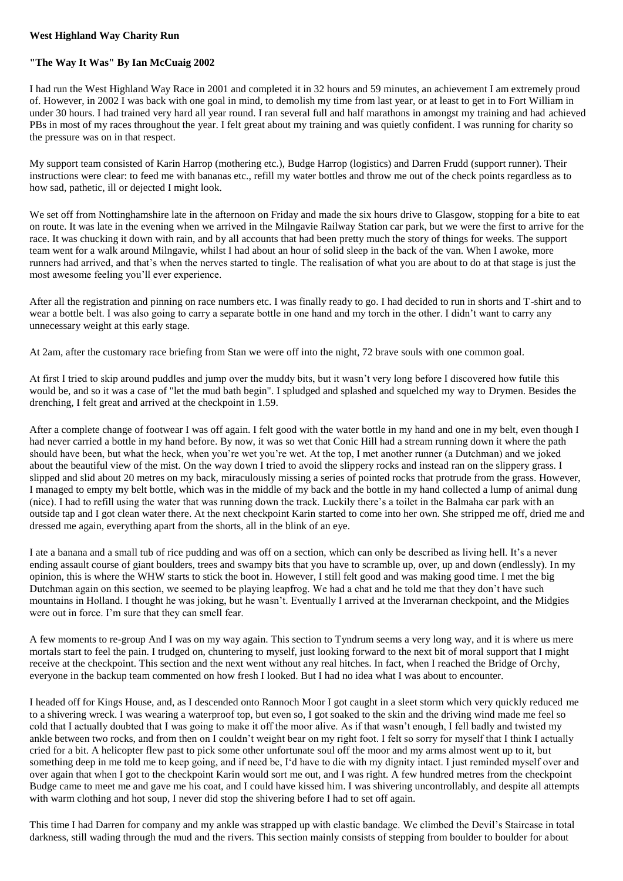**West Highland Way Charity Run**

**"The Way It Was" By Ian McCuaig 2002**

I had run the West Highland Way Race in 2001 and completed it in 32 hours and 59 minutes, an achievement I am extremely proud of. However, in 2002 I was back with one goal in mind, to demolish my time from last year, or at least to get in to Fort William in under 30 hours. I had trained very hard all year round. I ran several full and half marathons in amongst my training and had achieved PBs in most of my races throughout the year. I felt great about my training and was quietly confident. I was running for charity so the pressure was on in that respect.

My support team consisted of Karin Harrop (mothering etc.), Budge Harrop (logistics) and Darren Frudd (support runner). Their instructions were clear: to feed me with bananas etc., refill my water bottles and throw me out of the check points regardless as to how sad, pathetic, ill or dejected I might look.

We set off from Nottinghamshire late in the afternoon on Friday and made the six hours drive to Glasgow, stopping for a bite to eat on route. It was late in the evening when we arrived in the Milngavie Railway Station car park, but we were the first to arrive for the race. It was chucking it down with rain, and by all accounts that had been pretty much the story of things for weeks. The support team went for a walk around Milngavie, whilst I had about an hour of solid sleep in the back of the van. When I awoke, more runners had arrived, and that's when the nerves started to tingle. The realisation of what you are about to do at that stage is just the most awesome feeling you'll ever experience.

After all the registration and pinning on race numbers etc. I was finally ready to go. I had decided to run in shorts and T-shirt and to wear a bottle belt. I was also going to carry a separate bottle in one hand and my torch in the other. I didn't want to carry any unnecessary weight at this early stage.

At 2am, after the customary race briefing from Stan we were off into the night, 72 brave souls with one common goal.

At first I tried to skip around puddles and jump over the muddy bits, but it wasn't very long before I discovered how futile this would be, and so it was a case of "let the mud bath begin". I spludged and splashed and squelched my way to Drymen. Besides the drenching, I felt great and arrived at the checkpoint in 1.59.

After a complete change of footwear I was off again. I felt good with the water bottle in my hand and one in my belt, even though I had never carried a bottle in my hand before. By now, it was so wet that Conic Hill had a stream running down it where the path should have been, but what the heck, when you're wet you're wet. At the top, I met another runner (a Dutchman) and we joked about the beautiful view of the mist. On the way down I tried to avoid the slippery rocks and instead ran on the slippery grass. I slipped and slid about 20 metres on my back, miraculously missing a series of pointed rocks that protrude from the grass. However, I managed to empty my belt bottle, which was in the middle of my back and the bottle in my hand collected a lump of animal dung (nice). I had to refill using the water that was running down the track. Luckily there's a toilet in the Balmaha car park with an outside tap and I got clean water there. At the next checkpoint Karin started to come into her own. She stripped me off, dried me and dressed me again, everything apart from the shorts, all in the blink of an eye.

I ate a banana and a small tub of rice pudding and was off on a section, which can only be described as living hell. It's a never ending assault course of giant boulders, trees and swampy bits that you have to scramble up, over, up and down (endlessly). In my opinion, this is where the WHW starts to stick the boot in. However, I still felt good and was making good time. I met the big Dutchman again on this section, we seemed to be playing leapfrog. We had a chat and he told me that they don't have such mountains in Holland. I thought he was joking, but he wasn't. Eventually I arrived at the Inverarnan checkpoint, and the Midgies were out in force. I'm sure that they can smell fear.

A few moments to re-group And I was on my way again. This section to Tyndrum seems a very long way, and it is where us mere mortals start to feel the pain. I trudged on, chuntering to myself, just looking forward to the next bit of moral support that I might receive at the checkpoint. This section and the next went without any real hitches. In fact, when I reached the Bridge of Orchy, everyone in the backup team commented on how fresh I looked. But I had no idea what I was about to encounter.

I headed off for Kings House, and, as I descended onto Rannoch Moor I got caught in a sleet storm which very quickly reduced me to a shivering wreck. I was wearing a waterproof top, but even so, I got soaked to the skin and the driving wind made me feel so cold that I actually doubted that I was going to make it off the moor alive. As if that wasn't enough, I fell badly and twisted my ankle between two rocks, and from then on I couldn't weight bear on my right foot. I felt so sorry for myself that I think I actually cried for a bit. A helicopter flew past to pick some other unfortunate soul off the moor and my arms almost went up to it, but something deep in me told me to keep going, and if need be, I'd have to die with my dignity intact. I just reminded myself over and over again that when I got to the checkpoint Karin would sort me out, and I was right. A few hundred metres from the checkpoint Budge came to meet me and gave me his coat, and I could have kissed him. I was shivering uncontrollably, and despite all attempts with warm clothing and hot soup, I never did stop the shivering before I had to set off again.

This time I had Darren for company and my ankle was strapped up with elastic bandage. We climbed the Devil's Staircase in total darkness, still wading through the mud and the rivers. This section mainly consists of stepping from boulder to boulder for about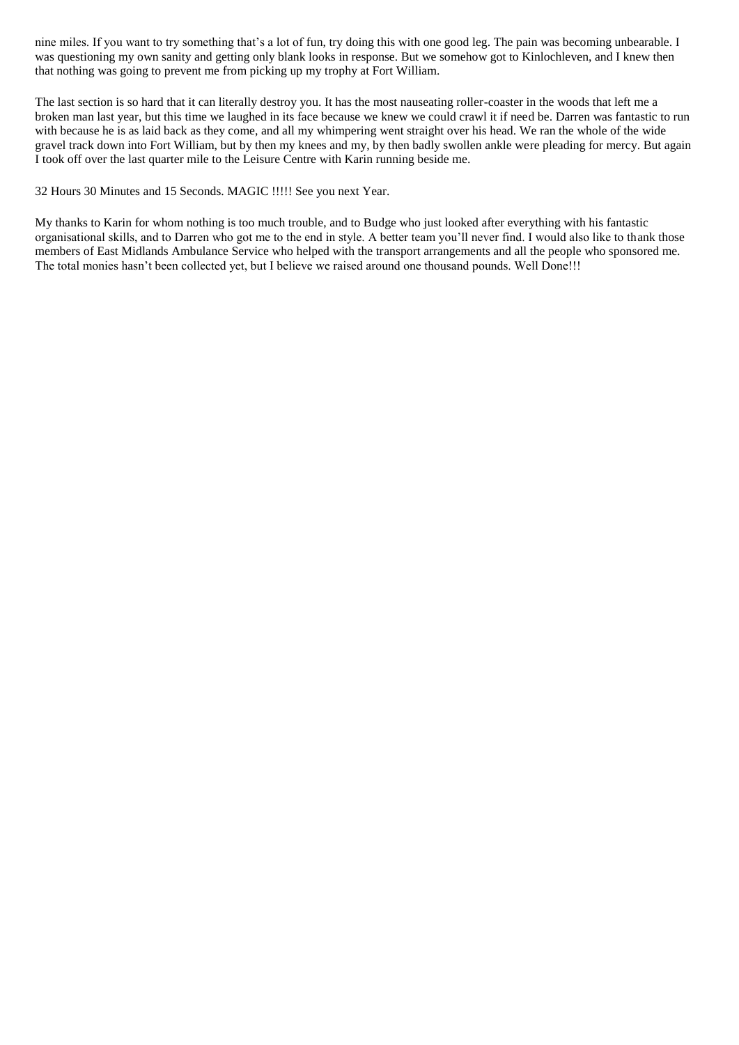nine miles. If you want to try something that's a lot of fun, try doing this with one good leg. The pain was becoming unbearable. I was questioning my own sanity and getting only blank looks in response. But we somehow got to Kinlochleven, and I knew then that nothing was going to prevent me from picking up my trophy at Fort William.

The last section is so hard that it can literally destroy you. It has the most nauseating roller-coaster in the woods that left me a broken man last year, but this time we laughed in its face because we knew we could crawl it if need be. Darren was fantastic to run with because he is as laid back as they come, and all my whimpering went straight over his head. We ran the whole of the wide gravel track down into Fort William, but by then my knees and my, by then badly swollen ankle were pleading for mercy. But again I took off over the last quarter mile to the Leisure Centre with Karin running beside me.

32 Hours 30 Minutes and 15 Seconds. MAGIC !!!!! See you next Year.

My thanks to Karin for whom nothing is too much trouble, and to Budge who just looked after everything with his fantastic organisational skills, and to Darren who got me to the end in style. A better team you'll never find. I would also like to thank those members of East Midlands Ambulance Service who helped with the transport arrangements and all the people who sponsored me. The total monies hasn't been collected yet, but I believe we raised around one thousand pounds. Well Done!!!